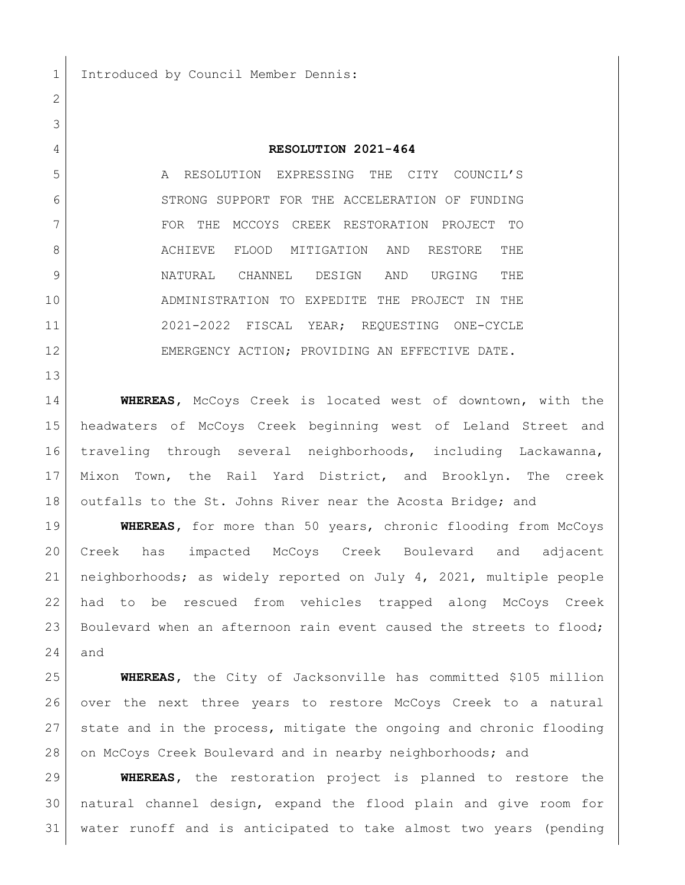Introduced by Council Member Dennis:

**RESOLUTION 2021-464**

A RESOLUTION EXPRESSING THE CITY COUNCIL'S STRONG SUPPORT FOR THE ACCELERATION OF FUNDING FOR THE MCCOYS CREEK RESTORATION PROJECT TO ACHIEVE FLOOD MITIGATION AND RESTORE THE NATURAL CHANNEL DESIGN AND URGING THE ADMINISTRATION TO EXPEDITE THE PROJECT IN THE 2021-2022 FISCAL YEAR; REQUESTING ONE-CYCLE EMERGENCY ACTION; PROVIDING AN EFFECTIVE DATE.

**WHEREAS**, McCoys Creek is located west of downtown, with the headwaters of McCoys Creek beginning west of Leland Street and traveling through several neighborhoods, including Lackawanna, Mixon Town, the Rail Yard District, and Brooklyn. The creek outfalls to the St. Johns River near the Acosta Bridge; and

**WHEREAS**, for more than 50 years, chronic flooding from McCoys Creek has impacted McCoys Creek Boulevard and adjacent neighborhoods; as widely reported on July 4, 2021, multiple people had to be rescued from vehicles trapped along McCoys Creek Boulevard when an afternoon rain event caused the streets to flood; and

**WHEREAS**, the City of Jacksonville has committed $105 million over the next three years to restore McCoys Creek to a natural state and in the process, mitigate the ongoing and chronic flooding on McCoys Creek Boulevard and in nearby neighborhoods; and

**WHEREAS**, the restoration project is planned to restore the natural channel design, expand the flood plain and give room for water runoff and is anticipated to take almost two years (pending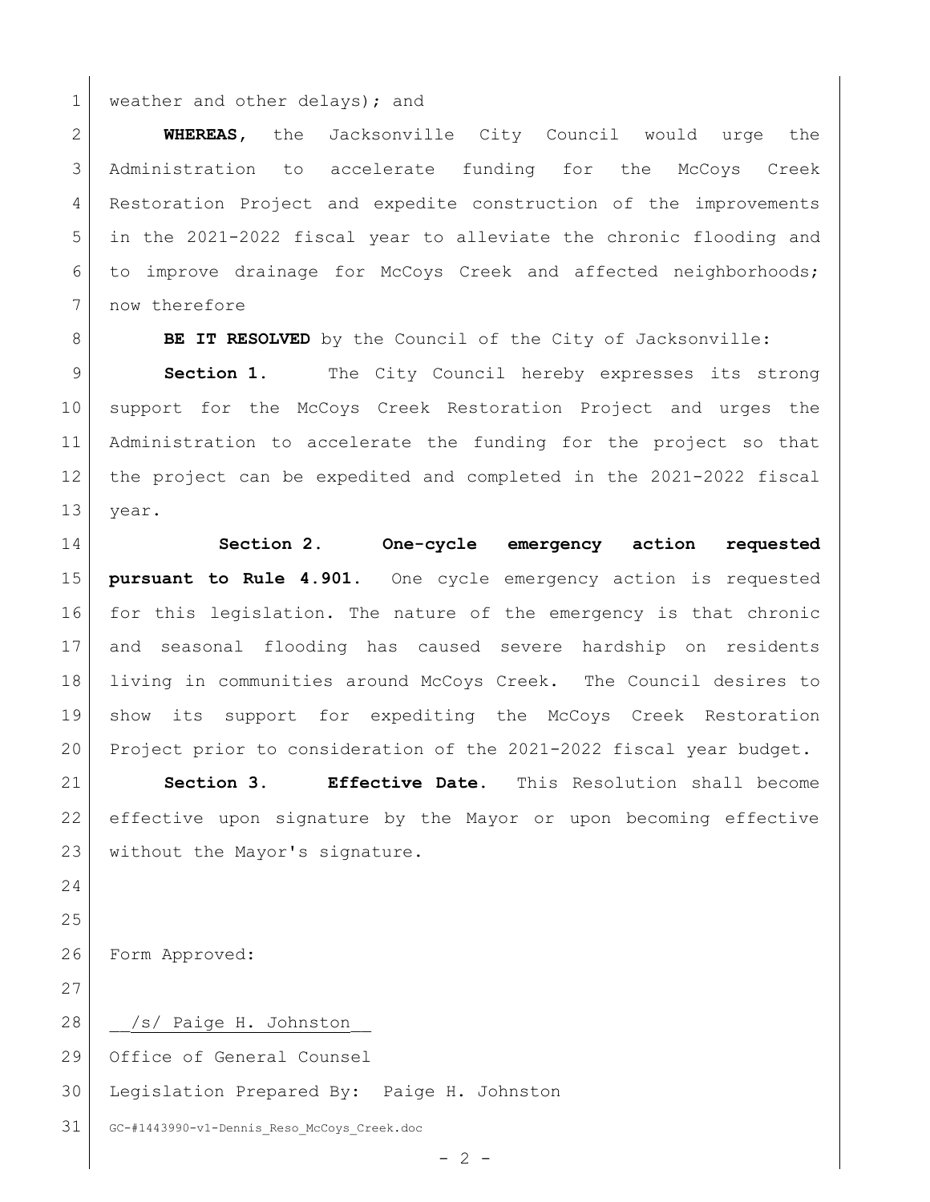weather and other delays); and

**WHEREAS,** the Jacksonville City Council would urge the Administration to accelerate funding for the McCoys Creek Restoration Project and expedite construction of the improvements in the 2021-2022 fiscal year to alleviate the chronic flooding and to improve drainage for McCoys Creek and affected neighborhoods; now therefore

**BE IT RESOLVED** by the Council of the City of Jacksonville:

**Section 1.** The City Council hereby expresses its strong support for the McCoys Creek Restoration Project and urges the Administration to accelerate the funding for the project so that the project can be expedited and completed in the 2021-2022 fiscal year.

**Section 2. One-cycle emergency action requested pursuant to Rule 4.901.** One cycle emergency action is requested for this legislation. The nature of the emergency is that chronic and seasonal flooding has caused severe hardship on residents living in communities around McCoys Creek. The Council desires to show its support for expediting the McCoys Creek Restoration Project prior to consideration of the 2021-2022 fiscal year budget.

**Section 3. Effective Date.** This Resolution shall become effective upon signature by the Mayor or upon becoming effective without the Mayor's signature.

Form Approved:

/s/ Paige H. Johnston

Office of General Counsel

Legislation Prepared By: Paige H. Johnston

GC-#1443990-v1-Dennis_Reso_McCoys_Creek.doc